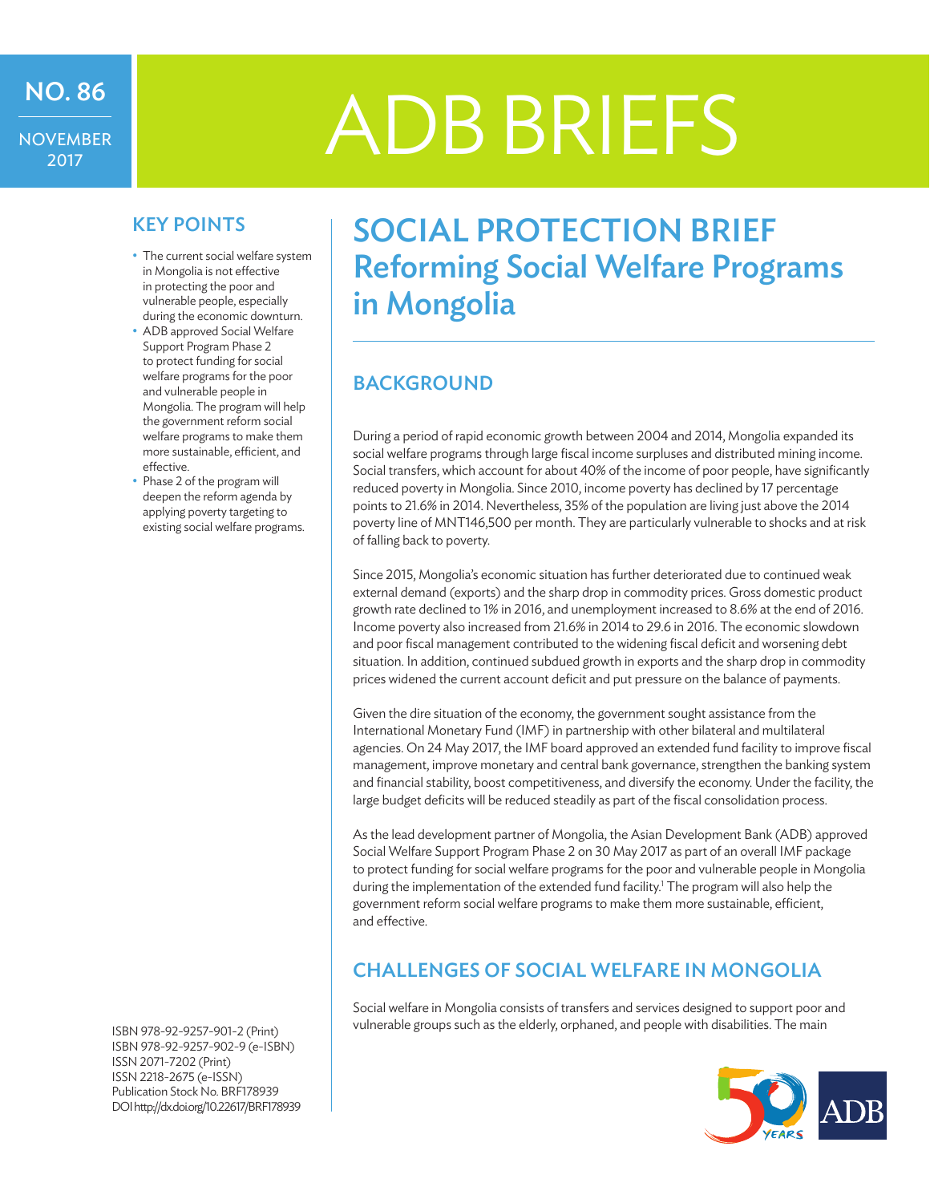NO. 86

NOVEMBER 2017

# ADB BRIEFS

## KEY POINTS

- The current social welfare system in Mongolia is not effective in protecting the poor and vulnerable people, especially during the economic downturn.
- ADB approved Social Welfare Support Program Phase 2 to protect funding for social welfare programs for the poor and vulnerable people in Mongolia. The program will help the government reform social welfare programs to make them more sustainable, efficient, and effective.
- Phase 2 of the program will deepen the reform agenda by applying poverty targeting to existing social welfare programs.

ISBN 978-92-9257-901-2 (Print)
ISBN 978-92-9257-902-9 (e-ISBN)
ISSN 2071-7202 (Print)
ISSN 2218-2675 (e-ISSN)
Publication Stock No. BRF178939
DOI http://dx.doi.org/10.22617/BRF178939

# SOCIAL PROTECTION BRIEF
# Reforming Social Welfare Programs in Mongolia

## BACKGROUND

During a period of rapid economic growth between 2004 and 2014, Mongolia expanded its social welfare programs through large fiscal income surpluses and distributed mining income. Social transfers, which account for about 40% of the income of poor people, have significantly reduced poverty in Mongolia. Since 2010, income poverty has declined by 17 percentage points to 21.6% in 2014. Nevertheless, 35% of the population are living just above the 2014 poverty line of MNT146,500 per month. They are particularly vulnerable to shocks and at risk of falling back to poverty.

Since 2015, Mongolia's economic situation has further deteriorated due to continued weak external demand (exports) and the sharp drop in commodity prices. Gross domestic product growth rate declined to 1% in 2016, and unemployment increased to 8.6% at the end of 2016. Income poverty also increased from 21.6% in 2014 to 29.6 in 2016. The economic slowdown and poor fiscal management contributed to the widening fiscal deficit and worsening debt situation. In addition, continued subdued growth in exports and the sharp drop in commodity prices widened the current account deficit and put pressure on the balance of payments.

Given the dire situation of the economy, the government sought assistance from the International Monetary Fund (IMF) in partnership with other bilateral and multilateral agencies. On 24 May 2017, the IMF board approved an extended fund facility to improve fiscal management, improve monetary and central bank governance, strengthen the banking system and financial stability, boost competitiveness, and diversify the economy. Under the facility, the large budget deficits will be reduced steadily as part of the fiscal consolidation process.

As the lead development partner of Mongolia, the Asian Development Bank (ADB) approved Social Welfare Support Program Phase 2 on 30 May 2017 as part of an overall IMF package to protect funding for social welfare programs for the poor and vulnerable people in Mongolia during the implementation of the extended fund facility.[1] The program will also help the government reform social welfare programs to make them more sustainable, efficient, and effective.

## CHALLENGES OF SOCIAL WELFARE IN MONGOLIA

Social welfare in Mongolia consists of transfers and services designed to support poor and vulnerable groups such as the elderly, orphaned, and people with disabilities. The main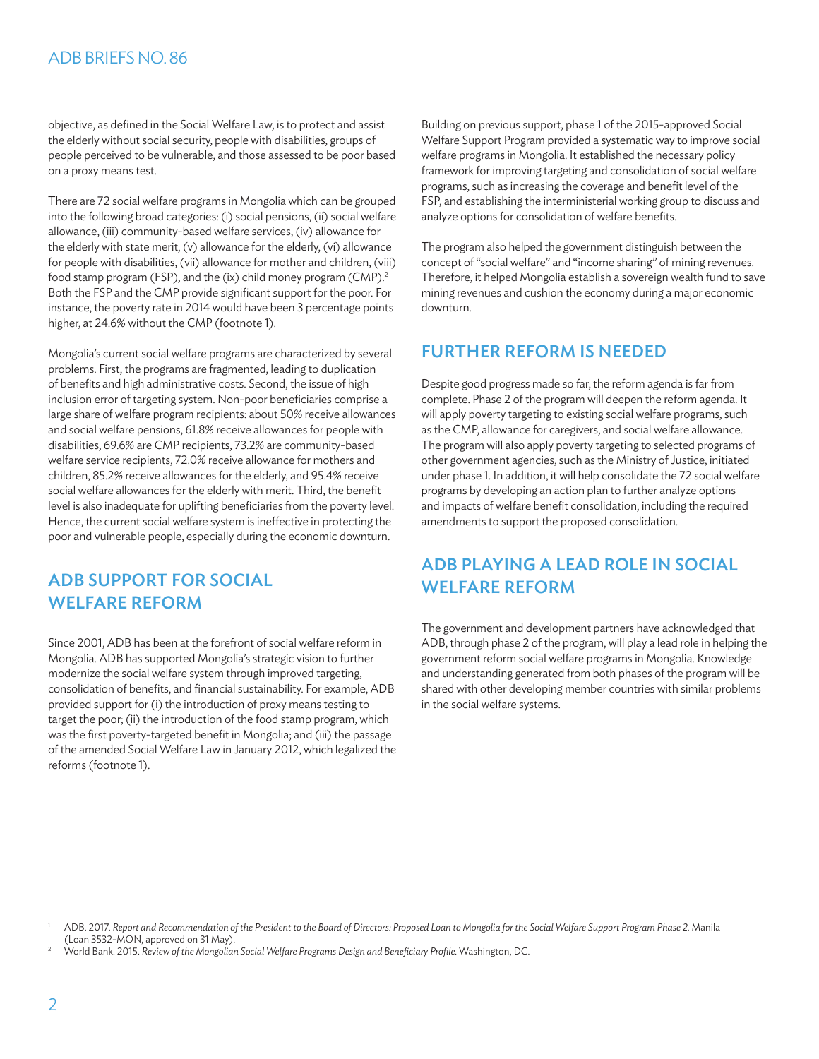objective, as defined in the Social Welfare Law, is to protect and assist the elderly without social security, people with disabilities, groups of people perceived to be vulnerable, and those assessed to be poor based on a proxy means test.

There are 72 social welfare programs in Mongolia which can be grouped into the following broad categories: (i) social pensions, (ii) social welfare allowance, (iii) community-based welfare services, (iv) allowance for the elderly with state merit, (v) allowance for the elderly, (vi) allowance for people with disabilities, (vii) allowance for mother and children, (viii) food stamp program (FSP), and the (ix) child money program (CMP).[2] Both the FSP and the CMP provide significant support for the poor. For instance, the poverty rate in 2014 would have been 3 percentage points higher, at 24.6% without the CMP (footnote 1).

Mongolia's current social welfare programs are characterized by several problems. First, the programs are fragmented, leading to duplication of benefits and high administrative costs. Second, the issue of high inclusion error of targeting system. Non-poor beneficiaries comprise a large share of welfare program recipients: about 50% receive allowances and social welfare pensions, 61.8% receive allowances for people with disabilities, 69.6% are CMP recipients, 73.2% are community-based welfare service recipients, 72.0% receive allowance for mothers and children, 85.2% receive allowances for the elderly, and 95.4% receive social welfare allowances for the elderly with merit. Third, the benefit level is also inadequate for uplifting beneficiaries from the poverty level. Hence, the current social welfare system is ineffective in protecting the poor and vulnerable people, especially during the economic downturn.

## ADB SUPPORT FOR SOCIAL WELFARE REFORM

Since 2001, ADB has been at the forefront of social welfare reform in Mongolia. ADB has supported Mongolia's strategic vision to further modernize the social welfare system through improved targeting, consolidation of benefits, and financial sustainability. For example, ADB provided support for (i) the introduction of proxy means testing to target the poor; (ii) the introduction of the food stamp program, which was the first poverty-targeted benefit in Mongolia; and (iii) the passage of the amended Social Welfare Law in January 2012, which legalized the reforms (footnote 1).

Building on previous support, phase 1 of the 2015-approved Social Welfare Support Program provided a systematic way to improve social welfare programs in Mongolia. It established the necessary policy framework for improving targeting and consolidation of social welfare programs, such as increasing the coverage and benefit level of the FSP, and establishing the interministerial working group to discuss and analyze options for consolidation of welfare benefits.

The program also helped the government distinguish between the concept of "social welfare" and "income sharing" of mining revenues. Therefore, it helped Mongolia establish a sovereign wealth fund to save mining revenues and cushion the economy during a major economic downturn.

## FURTHER REFORM IS NEEDED

Despite good progress made so far, the reform agenda is far from complete. Phase 2 of the program will deepen the reform agenda. It will apply poverty targeting to existing social welfare programs, such as the CMP, allowance for caregivers, and social welfare allowance. The program will also apply poverty targeting to selected programs of other government agencies, such as the Ministry of Justice, initiated under phase 1. In addition, it will help consolidate the 72 social welfare programs by developing an action plan to further analyze options and impacts of welfare benefit consolidation, including the required amendments to support the proposed consolidation.

## ADB PLAYING A LEAD ROLE IN SOCIAL WELFARE REFORM

The government and development partners have acknowledged that ADB, through phase 2 of the program, will play a lead role in helping the government reform social welfare programs in Mongolia. Knowledge and understanding generated from both phases of the program will be shared with other developing member countries with similar problems in the social welfare systems.

---

[1] ADB. 2017. *Report and Recommendation of the President to the Board of Directors: Proposed Loan to Mongolia for the Social Welfare Support Program Phase 2.* Manila (Loan 3532-MON, approved on 31 May).

[2] World Bank. 2015. *Review of the Mongolian Social Welfare Programs Design and Beneficiary Profile.* Washington, DC.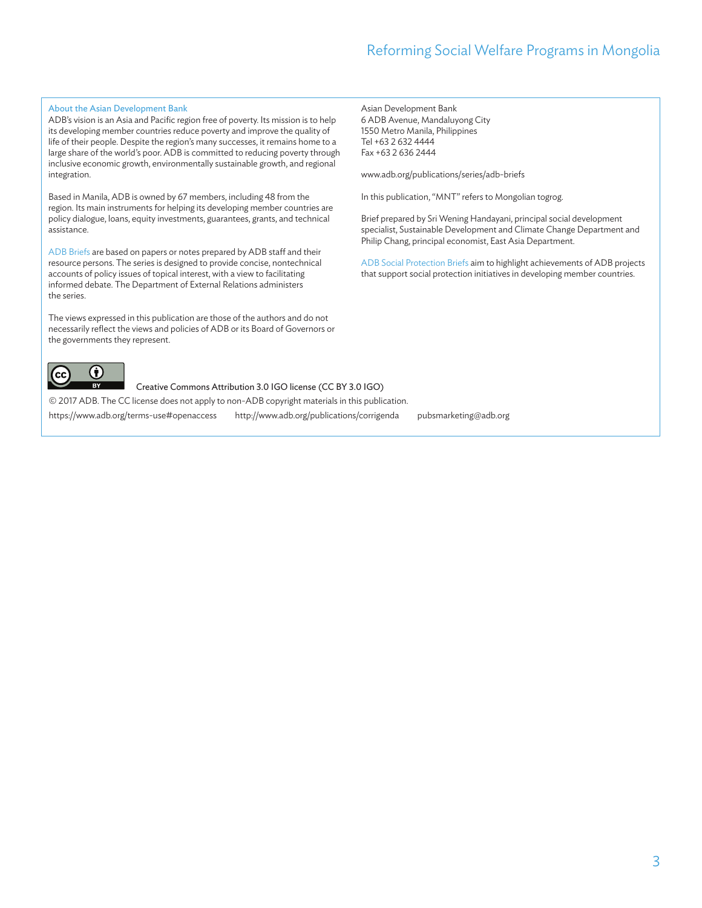### About the Asian Development Bank

ADB's vision is an Asia and Pacific region free of poverty. Its mission is to help its developing member countries reduce poverty and improve the quality of life of their people. Despite the region's many successes, it remains home to a large share of the world's poor. ADB is committed to reducing poverty through inclusive economic growth, environmentally sustainable growth, and regional integration.

Based in Manila, ADB is owned by 67 members, including 48 from the region. Its main instruments for helping its developing member countries are policy dialogue, loans, equity investments, guarantees, grants, and technical assistance.

ADB Briefs are based on papers or notes prepared by ADB staff and their resource persons. The series is designed to provide concise, nontechnical accounts of policy issues of topical interest, with a view to facilitating informed debate. The Department of External Relations administers the series.

The views expressed in this publication are those of the authors and do not necessarily reflect the views and policies of ADB or its Board of Governors or the governments they represent.

Asian Development Bank
6 ADB Avenue, Mandaluyong City
1550 Metro Manila, Philippines
Tel +63 2 632 4444
Fax +63 2 636 2444

www.adb.org/publications/series/adb-briefs

In this publication, "MNT" refers to Mongolian togrog.

Brief prepared by Sri Wening Handayani, principal social development specialist, Sustainable Development and Climate Change Department and Philip Chang, principal economist, East Asia Department.

ADB Social Protection Briefs aim to highlight achievements of ADB projects that support social protection initiatives in developing member countries.

Creative Commons Attribution 3.0 IGO license (CC BY 3.0 IGO)

© 2017 ADB. The CC license does not apply to non-ADB copyright materials in this publication.

https://www.adb.org/terms-use#openaccess http://www.adb.org/publications/corrigenda pubsmarketing@adb.org